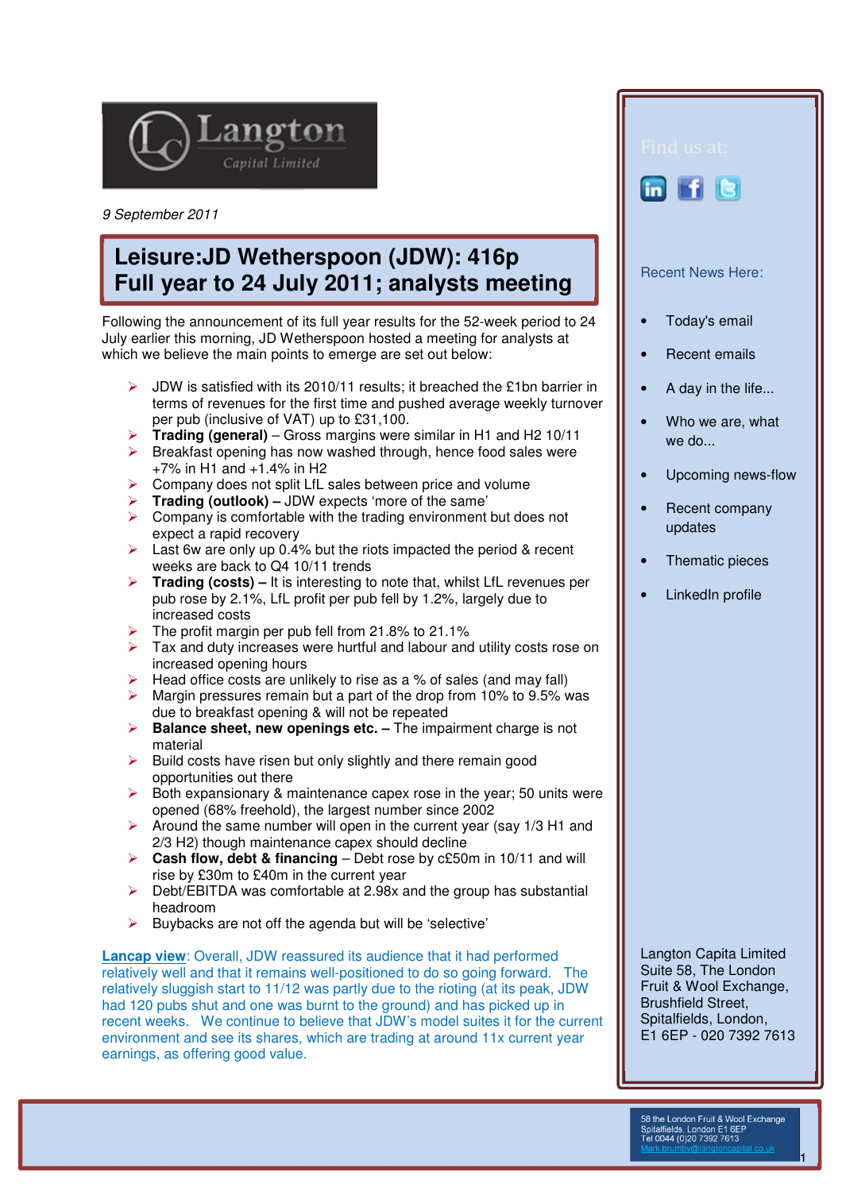Langton Capital Limited

*9 September 2011*

# Leisure:JD Wetherspoon (JDW): 416p
# Full year to 24 July 2011; analysts meeting

Following the announcement of its full year results for the 52-week period to 24 July earlier this morning, JD Wetherspoon hosted a meeting for analysts at which we believe the main points to emerge are set out below:

- JDW is satisfied with its 2010/11 results; it breached the £1bn barrier in terms of revenues for the first time and pushed average weekly turnover per pub (inclusive of VAT) up to £31,100.
- **Trading (general)** – Gross margins were similar in H1 and H2 10/11
- Breakfast opening has now washed through, hence food sales were +7% in H1 and +1.4% in H2
- Company does not split LfL sales between price and volume
- **Trading (outlook) –** JDW expects 'more of the same'
- Company is comfortable with the trading environment but does not expect a rapid recovery
- Last 6w are only up 0.4% but the riots impacted the period & recent weeks are back to Q4 10/11 trends
- **Trading (costs) –** It is interesting to note that, whilst LfL revenues per pub rose by 2.1%, LfL profit per pub fell by 1.2%, largely due to increased costs
- The profit margin per pub fell from 21.8% to 21.1%
- Tax and duty increases were hurtful and labour and utility costs rose on increased opening hours
- Head office costs are unlikely to rise as a % of sales (and may fall)
- Margin pressures remain but a part of the drop from 10% to 9.5% was due to breakfast opening & will not be repeated
- **Balance sheet, new openings etc. –** The impairment charge is not material
- Build costs have risen but only slightly and there remain good opportunities out there
- Both expansionary & maintenance capex rose in the year; 50 units were opened (68% freehold), the largest number since 2002
- Around the same number will open in the current year (say 1/3 H1 and 2/3 H2) though maintenance capex should decline
- **Cash flow, debt & financing** – Debt rose by c£50m in 10/11 and will rise by £30m to £40m in the current year
- Debt/EBITDA was comfortable at 2.98x and the group has substantial headroom
- Buybacks are not off the agenda but will be 'selective'

**Lancap view**: Overall, JDW reassured its audience that it had performed relatively well and that it remains well-positioned to do so going forward. The relatively sluggish start to 11/12 was partly due to the rioting (at its peak, JDW had 120 pubs shut and one was burnt to the ground) and has picked up in recent weeks. We continue to believe that JDW's model suites it for the current environment and see its shares, which are trading at around 11x current year earnings, as offering good value.

Find us at:

Recent News Here:

- Today's email
- Recent emails
- A day in the life...
- Who we are, what we do...
- Upcoming news-flow
- Recent company updates
- Thematic pieces
- LinkedIn profile

Langton Capita Limited
Suite 58, The London Fruit & Wool Exchange,
Brushfield Street,
Spitalfields, London,
E1 6EP - 020 7392 7613

58 the London Fruit & Wool Exchange
Spitalfields, London E1 6EP
Tel 0044 (0)20 7392 7613
Mark.brumby@langtoncapital.co.uk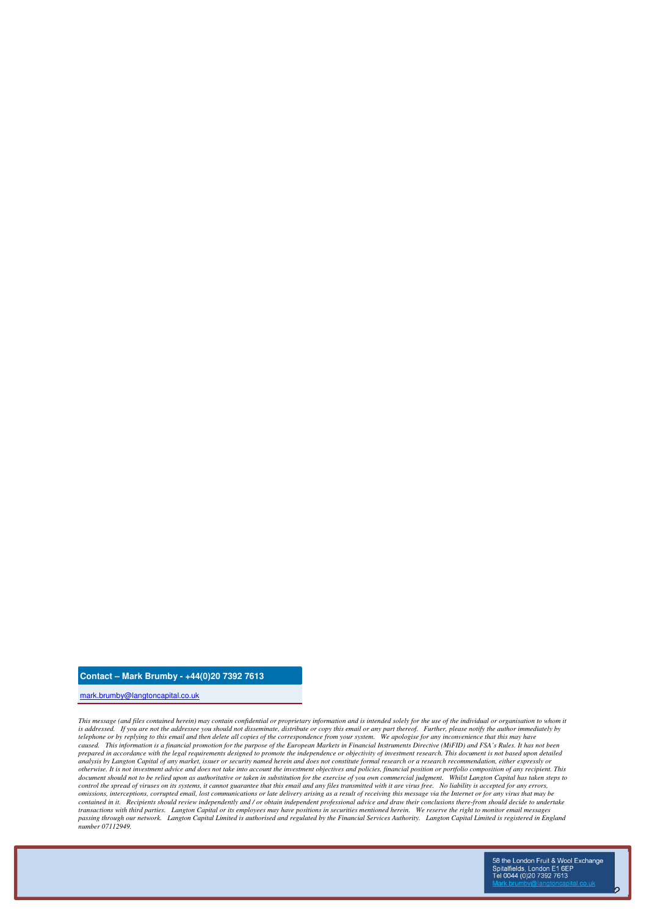**Contact – Mark Brumby - +44(0)20 7392 7613**

mark.brumby@langtoncapital.co.uk

*This message (and files contained herein) may contain confidential or proprietary information and is intended solely for the use of the individual or organisation to whom it is addressed. If you are not the addressee you should not disseminate, distribute or copy this email or any part thereof. Further, please notify the author immediately by telephone or by replying to this email and then delete all copies of the correspondence from your system. We apologise for any inconvenience that this may have caused. This information is a financial promotion for the purpose of the European Markets in Financial Instruments Directive (MiFID) and FSA's Rules. It has not been prepared in accordance with the legal requirements designed to promote the independence or objectivity of investment research. This document is not based upon detailed analysis by Langton Capital of any market, issuer or security named herein and does not constitute formal research or a research recommendation, either expressly or otherwise. It is not investment advice and does not take into account the investment objectives and policies, financial position or portfolio composition of any recipient. This document should not to be relied upon as authoritative or taken in substitution for the exercise of you own commercial judgment. Whilst Langton Capital has taken steps to control the spread of viruses on its systems, it cannot guarantee that this email and any files transmitted with it are virus free. No liability is accepted for any errors, omissions, interceptions, corrupted email, lost communications or late delivery arising as a result of receiving this message via the Internet or for any virus that may be contained in it. Recipients should review independently and / or obtain independent professional advice and draw their conclusions there-from should decide to undertake transactions with third parties. Langton Capital or its employees may have positions in securities mentioned herein. We reserve the right to monitor email messages passing through our network. Langton Capital Limited is authorised and regulated by the Financial Services Authority. Langton Capital Limited is registered in England number 07112949.*

58 the London Fruit & Wool Exchange
Spitalfields, London E1 6EP
Tel 0044 (0)20 7392 7613
Mark.brumby@langtoncapital.co.uk